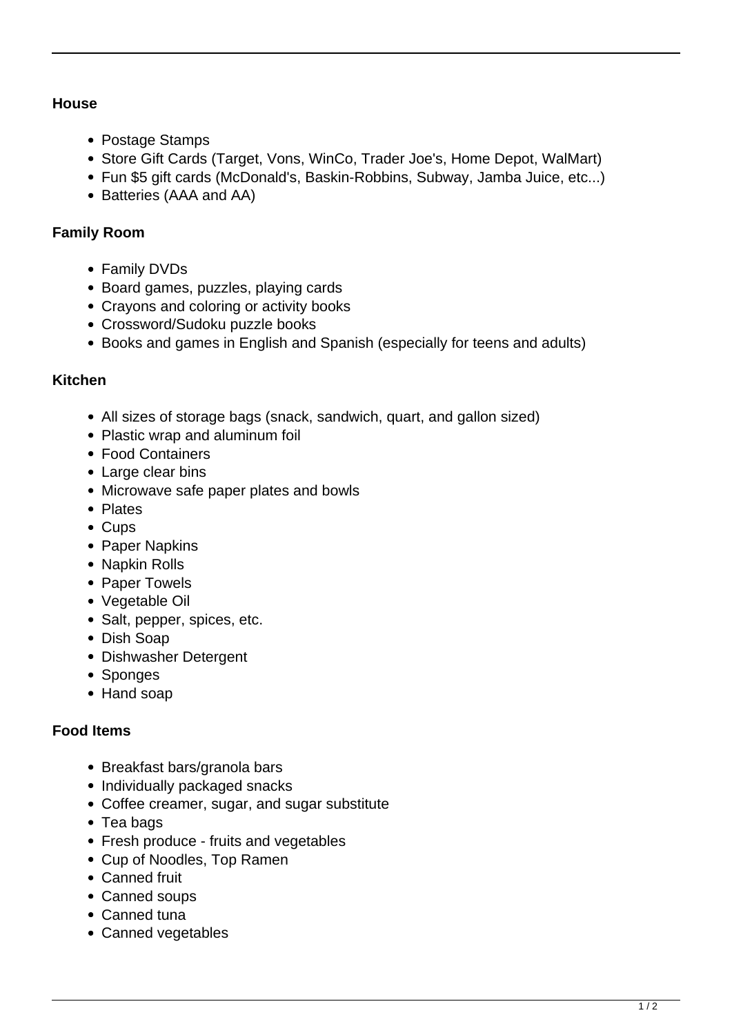**House**

- Postage Stamps
- Store Gift Cards (Target, Vons, WinCo, Trader Joe's, Home Depot, WalMart)
- Fun $5 gift cards (McDonald's, Baskin-Robbins, Subway, Jamba Juice, etc...)
- Batteries (AAA and AA)

**Family Room**

- Family DVDs
- Board games, puzzles, playing cards
- Crayons and coloring or activity books
- Crossword/Sudoku puzzle books
- Books and games in English and Spanish (especially for teens and adults)

**Kitchen**

- All sizes of storage bags (snack, sandwich, quart, and gallon sized)
- Plastic wrap and aluminum foil
- Food Containers
- Large clear bins
- Microwave safe paper plates and bowls
- Plates
- Cups
- Paper Napkins
- Napkin Rolls
- Paper Towels
- Vegetable Oil
- Salt, pepper, spices, etc.
- Dish Soap
- Dishwasher Detergent
- Sponges
- Hand soap

**Food Items**

- Breakfast bars/granola bars
- Individually packaged snacks
- Coffee creamer, sugar, and sugar substitute
- Tea bags
- Fresh produce - fruits and vegetables
- Cup of Noodles, Top Ramen
- Canned fruit
- Canned soups
- Canned tuna
- Canned vegetables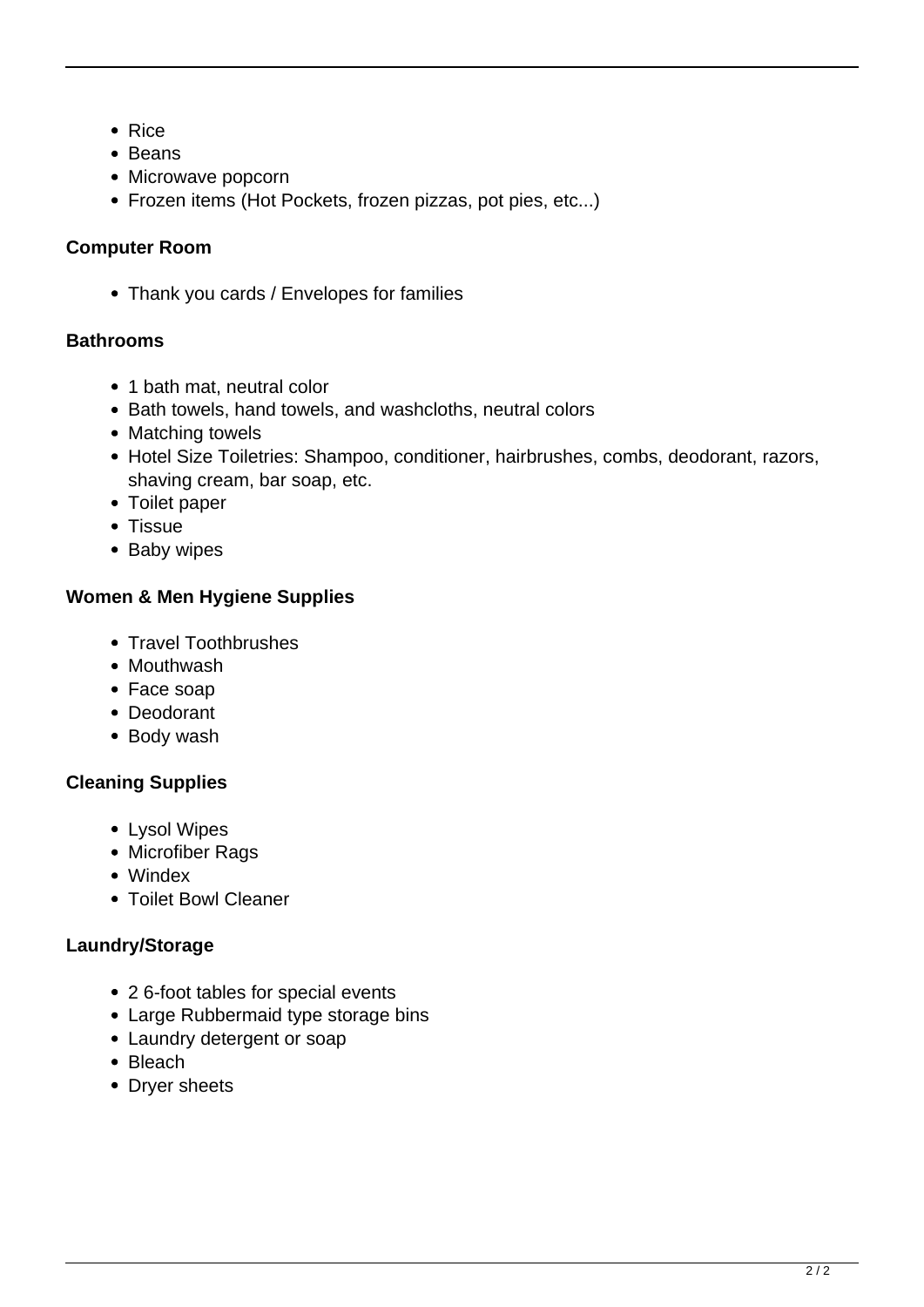- Rice
- Beans
- Microwave popcorn
- Frozen items (Hot Pockets, frozen pizzas, pot pies, etc...)

**Computer Room**

- Thank you cards / Envelopes for families

**Bathrooms**

- 1 bath mat, neutral color
- Bath towels, hand towels, and washcloths, neutral colors
- Matching towels
- Hotel Size Toiletries: Shampoo, conditioner, hairbrushes, combs, deodorant, razors, shaving cream, bar soap, etc.
- Toilet paper
- Tissue
- Baby wipes

**Women & Men Hygiene Supplies**

- Travel Toothbrushes
- Mouthwash
- Face soap
- Deodorant
- Body wash

**Cleaning Supplies**

- Lysol Wipes
- Microfiber Rags
- Windex
- Toilet Bowl Cleaner

**Laundry/Storage**

- 2 6-foot tables for special events
- Large Rubbermaid type storage bins
- Laundry detergent or soap
- Bleach
- Dryer sheets